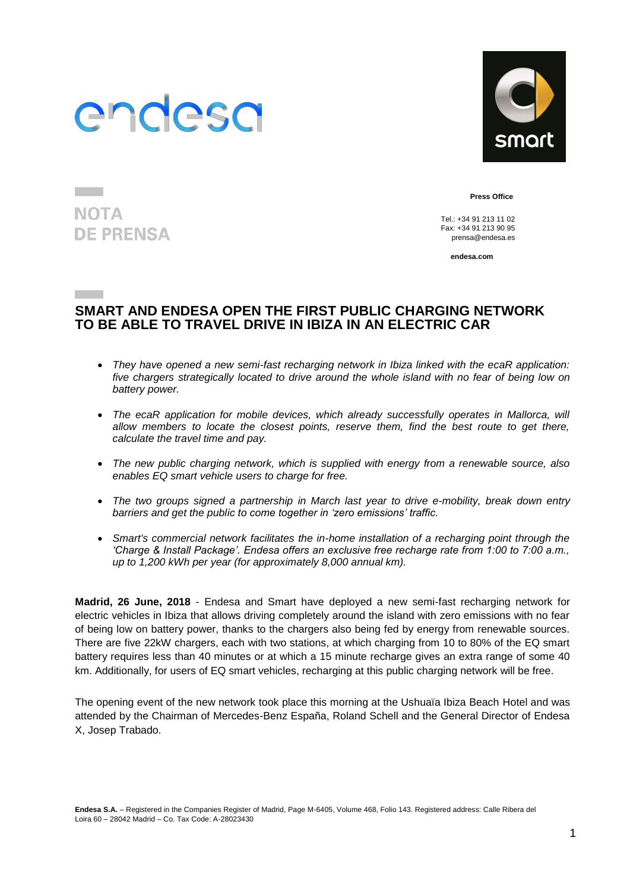NOTA
DE PRENSA

**Press Office**

Tel.: +34 91 213 11 02
Fax: +34 91 213 90 95
prensa@endesa.es

**endesa.com**

# SMART AND ENDESA OPEN THE FIRST PUBLIC CHARGING NETWORK TO BE ABLE TO TRAVEL DRIVE IN IBIZA IN AN ELECTRIC CAR

- *They have opened a new semi-fast recharging network in Ibiza linked with the ecaR application: five chargers strategically located to drive around the whole island with no fear of being low on battery power.*
- *The ecaR application for mobile devices, which already successfully operates in Mallorca, will allow members to locate the closest points, reserve them, find the best route to get there, calculate the travel time and pay.*
- *The new public charging network, which is supplied with energy from a renewable source, also enables EQ smart vehicle users to charge for free.*
- *The two groups signed a partnership in March last year to drive e-mobility, break down entry barriers and get the public to come together in 'zero emissions' traffic.*
- *Smart's commercial network facilitates the in-home installation of a recharging point through the 'Charge & Install Package'. Endesa offers an exclusive free recharge rate from 1:00 to 7:00 a.m., up to 1,200 kWh per year (for approximately 8,000 annual km).*

**Madrid, 26 June, 2018** - Endesa and Smart have deployed a new semi-fast recharging network for electric vehicles in Ibiza that allows driving completely around the island with zero emissions with no fear of being low on battery power, thanks to the chargers also being fed by energy from renewable sources. There are five 22kW chargers, each with two stations, at which charging from 10 to 80% of the EQ smart battery requires less than 40 minutes or at which a 15 minute recharge gives an extra range of some 40 km. Additionally, for users of EQ smart vehicles, recharging at this public charging network will be free.

The opening event of the new network took place this morning at the Ushuaïa Ibiza Beach Hotel and was attended by the Chairman of Mercedes-Benz España, Roland Schell and the General Director of Endesa X, Josep Trabado.

**Endesa S.A.** – Registered in the Companies Register of Madrid, Page M-6405, Volume 468, Folio 143. Registered address: Calle Ribera del Loira 60 – 28042 Madrid – Co. Tax Code: A-28023430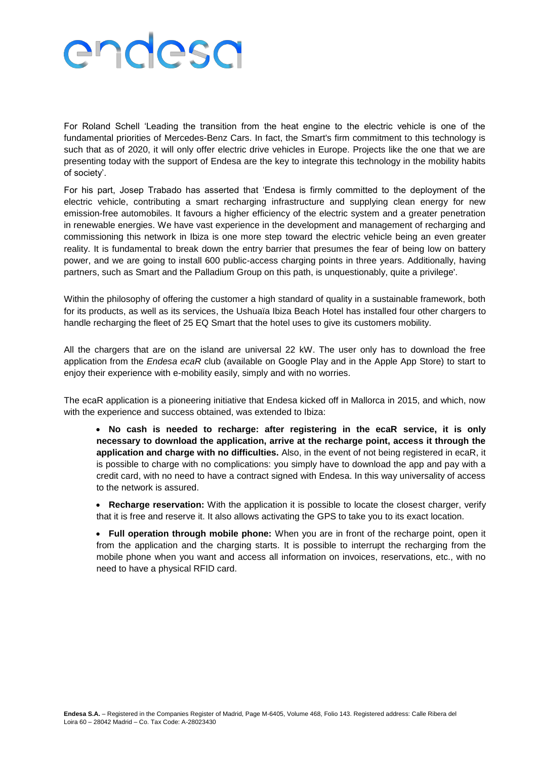For Roland Schell 'Leading the transition from the heat engine to the electric vehicle is one of the fundamental priorities of Mercedes-Benz Cars. In fact, the Smart's firm commitment to this technology is such that as of 2020, it will only offer electric drive vehicles in Europe. Projects like the one that we are presenting today with the support of Endesa are the key to integrate this technology in the mobility habits of society'.

For his part, Josep Trabado has asserted that 'Endesa is firmly committed to the deployment of the electric vehicle, contributing a smart recharging infrastructure and supplying clean energy for new emission-free automobiles. It favours a higher efficiency of the electric system and a greater penetration in renewable energies. We have vast experience in the development and management of recharging and commissioning this network in Ibiza is one more step toward the electric vehicle being an even greater reality. It is fundamental to break down the entry barrier that presumes the fear of being low on battery power, and we are going to install 600 public-access charging points in three years. Additionally, having partners, such as Smart and the Palladium Group on this path, is unquestionably, quite a privilege'.

Within the philosophy of offering the customer a high standard of quality in a sustainable framework, both for its products, as well as its services, the Ushuaïa Ibiza Beach Hotel has installed four other chargers to handle recharging the fleet of 25 EQ Smart that the hotel uses to give its customers mobility.

All the chargers that are on the island are universal 22 kW. The user only has to download the free application from the *Endesa ecaR* club (available on Google Play and in the Apple App Store) to start to enjoy their experience with e-mobility easily, simply and with no worries.

The ecaR application is a pioneering initiative that Endesa kicked off in Mallorca in 2015, and which, now with the experience and success obtained, was extended to Ibiza:

- **No cash is needed to recharge: after registering in the ecaR service, it is only necessary to download the application, arrive at the recharge point, access it through the application and charge with no difficulties.** Also, in the event of not being registered in ecaR, it is possible to charge with no complications: you simply have to download the app and pay with a credit card, with no need to have a contract signed with Endesa. In this way universality of access to the network is assured.

- **Recharge reservation:** With the application it is possible to locate the closest charger, verify that it is free and reserve it. It also allows activating the GPS to take you to its exact location.

- **Full operation through mobile phone:** When you are in front of the recharge point, open it from the application and the charging starts. It is possible to interrupt the recharging from the mobile phone when you want and access all information on invoices, reservations, etc., with no need to have a physical RFID card.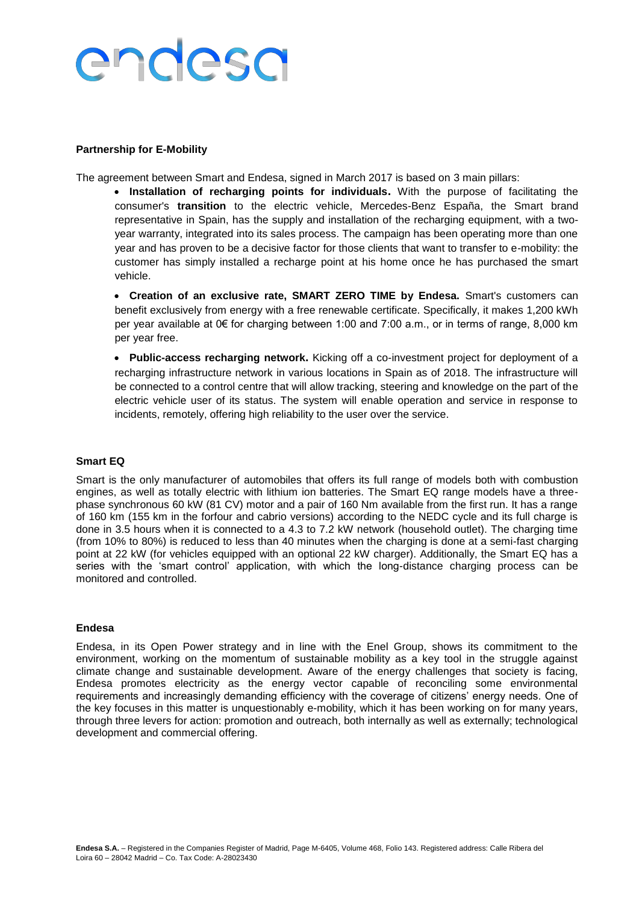**Partnership for E-Mobility**

The agreement between Smart and Endesa, signed in March 2017 is based on 3 main pillars:

- **Installation of recharging points for individuals.** With the purpose of facilitating the consumer's **transition** to the electric vehicle, Mercedes-Benz España, the Smart brand representative in Spain, has the supply and installation of the recharging equipment, with a two-year warranty, integrated into its sales process. The campaign has been operating more than one year and has proven to be a decisive factor for those clients that want to transfer to e-mobility: the customer has simply installed a recharge point at his home once he has purchased the smart vehicle.
- **Creation of an exclusive rate, SMART ZERO TIME by Endesa.** Smart's customers can benefit exclusively from energy with a free renewable certificate. Specifically, it makes 1,200 kWh per year available at 0€ for charging between 1:00 and 7:00 a.m., or in terms of range, 8,000 km per year free.
- **Public-access recharging network.** Kicking off a co-investment project for deployment of a recharging infrastructure network in various locations in Spain as of 2018. The infrastructure will be connected to a control centre that will allow tracking, steering and knowledge on the part of the electric vehicle user of its status. The system will enable operation and service in response to incidents, remotely, offering high reliability to the user over the service.

**Smart EQ**

Smart is the only manufacturer of automobiles that offers its full range of models both with combustion engines, as well as totally electric with lithium ion batteries. The Smart EQ range models have a three-phase synchronous 60 kW (81 CV) motor and a pair of 160 Nm available from the first run. It has a range of 160 km (155 km in the forfour and cabrio versions) according to the NEDC cycle and its full charge is done in 3.5 hours when it is connected to a 4.3 to 7.2 kW network (household outlet). The charging time (from 10% to 80%) is reduced to less than 40 minutes when the charging is done at a semi-fast charging point at 22 kW (for vehicles equipped with an optional 22 kW charger). Additionally, the Smart EQ has a series with the 'smart control' application, with which the long-distance charging process can be monitored and controlled.

**Endesa**

Endesa, in its Open Power strategy and in line with the Enel Group, shows its commitment to the environment, working on the momentum of sustainable mobility as a key tool in the struggle against climate change and sustainable development. Aware of the energy challenges that society is facing, Endesa promotes electricity as the energy vector capable of reconciling some environmental requirements and increasingly demanding efficiency with the coverage of citizens' energy needs. One of the key focuses in this matter is unquestionably e-mobility, which it has been working on for many years, through three levers for action: promotion and outreach, both internally as well as externally; technological development and commercial offering.

**Endesa S.A.** – Registered in the Companies Register of Madrid, Page M-6405, Volume 468, Folio 143. Registered address: Calle Ribera del Loira 60 – 28042 Madrid – Co. Tax Code: A-28023430